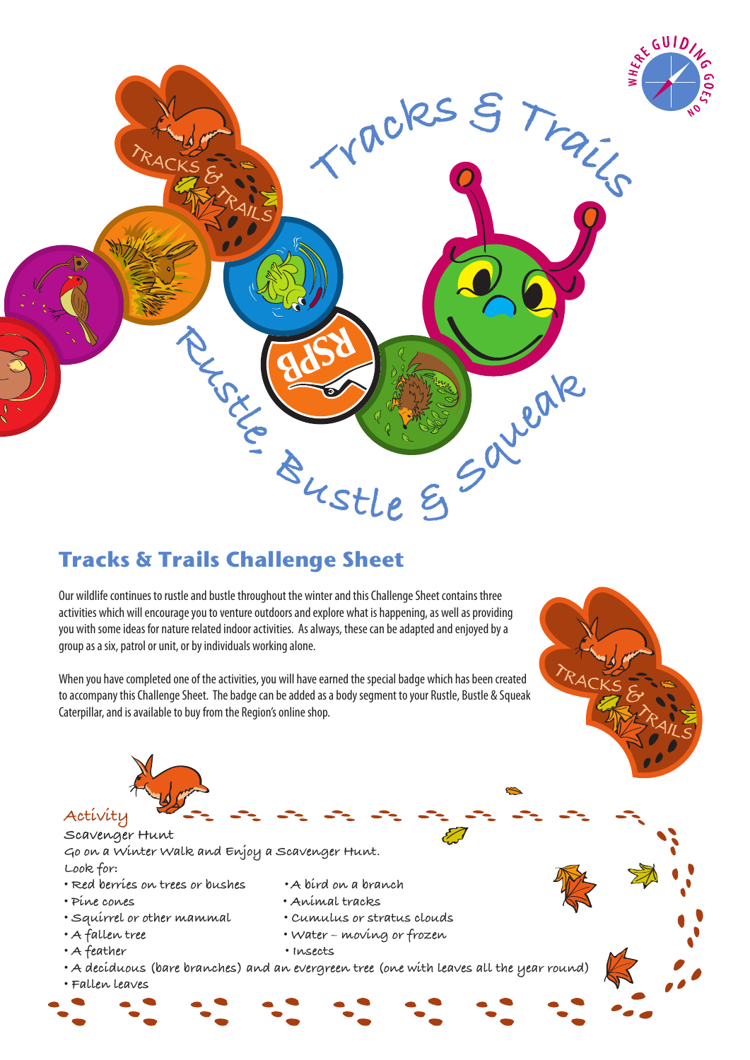Tracks & Trails

Rustle, Bustle & Squeak

## Tracks & Trails Challenge Sheet

Our wildlife continues to rustle and bustle throughout the winter and this Challenge Sheet contains three activities which will encourage you to venture outdoors and explore what is happening, as well as providing you with some ideas for nature related indoor activities. As always, these can be adapted and enjoyed by a group as a six, patrol or unit, or by individuals working alone.

When you have completed one of the activities, you will have earned the special badge which has been created to accompany this Challenge Sheet. The badge can be added as a body segment to your Rustle, Bustle & Squeak Caterpillar, and is available to buy from the Region's online shop.

### Activity

**Scavenger Hunt**

Go on a Winter Walk and Enjoy a Scavenger Hunt.

Look for:

- Red berries on trees or bushes
- Pine cones
- Squirrel or other mammal
- A fallen tree
- A feather
- A bird on a branch
- Animal tracks
- Cumulus or stratus clouds
- Water – moving or frozen
- Insects
- A deciduous (bare branches) and an evergreen tree (one with leaves all the year round)
- Fallen leaves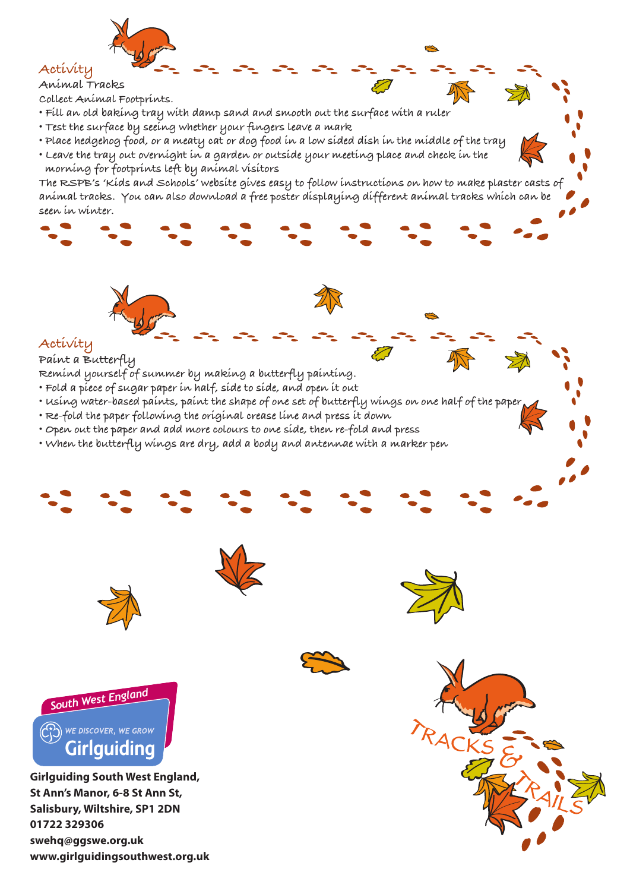## Activity

### Animal Tracks

Collect Animal Footprints.

- Fill an old baking tray with damp sand and smooth out the surface with a ruler
- Test the surface by seeing whether your fingers leave a mark
- Place hedgehog food, or a meaty cat or dog food in a low sided dish in the middle of the tray
- Leave the tray out overnight in a garden or outside your meeting place and check in the morning for footprints left by animal visitors

The RSPB's 'Kids and Schools' website gives easy to follow instructions on how to make plaster casts of animal tracks. You can also download a free poster displaying different animal tracks which can be seen in winter.

## Activity

### Paint a Butterfly

Remind yourself of summer by making a butterfly painting.

- Fold a piece of sugar paper in half, side to side, and open it out
- Using water-based paints, paint the shape of one set of butterfly wings on one half of the paper
- Re-fold the paper following the original crease line and press it down
- Open out the paper and add more colours to one side, then re-fold and press
- When the butterfly wings are dry, add a body and antennae with a marker pen

South West England

WE DISCOVER, WE GROW

Girlguiding

**Girlguiding South West England,**
**St Ann's Manor, 6-8 St Ann St,**
**Salisbury, Wiltshire, SP1 2DN**
**01722 329306**
**swehq@ggswe.org.uk**
**www.girlguidingsouthwest.org.uk**

TRACKS & TRAILS